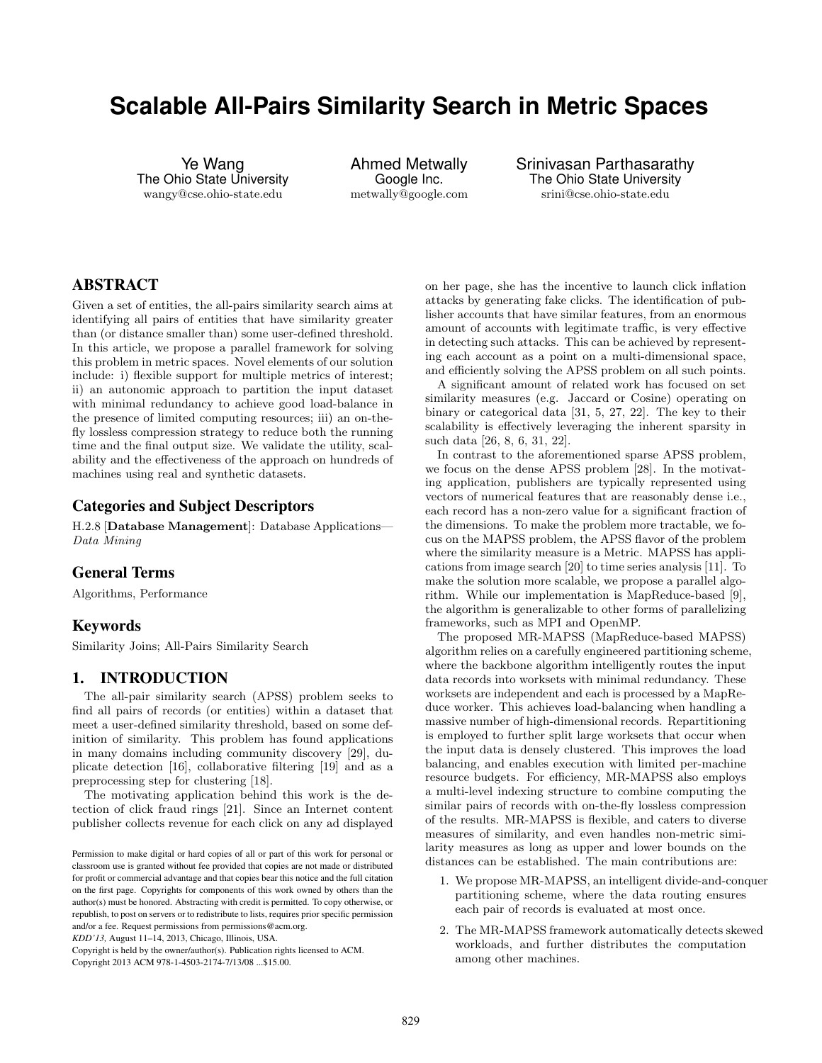# Scalable All-Pairs Similarity Search in Metric Spaces

Ye Wang
The Ohio State University
wangy@cse.ohio-state.edu

Ahmed Metwally
Google Inc.
metwally@google.com

Srinivasan Parthasarathy
The Ohio State University
srini@cse.ohio-state.edu

## ABSTRACT

Given a set of entities, the all-pairs similarity search aims at identifying all pairs of entities that have similarity greater than (or distance smaller than) some user-defined threshold. In this article, we propose a parallel framework for solving this problem in metric spaces. Novel elements of our solution include: i) flexible support for multiple metrics of interest; ii) an autonomic approach to partition the input dataset with minimal redundancy to achieve good load-balance in the presence of limited computing resources; iii) an on-the-fly lossless compression strategy to reduce both the running time and the final output size. We validate the utility, scalability and the effectiveness of the approach on hundreds of machines using real and synthetic datasets.

## Categories and Subject Descriptors

H.2.8 [**Database Management**]: Database Applications—*Data Mining*

## General Terms

Algorithms, Performance

## Keywords

Similarity Joins; All-Pairs Similarity Search

## 1. INTRODUCTION

The all-pair similarity search (APSS) problem seeks to find all pairs of records (or entities) within a dataset that meet a user-defined similarity threshold, based on some definition of similarity. This problem has found applications in many domains including community discovery [29], duplicate detection [16], collaborative filtering [19] and as a preprocessing step for clustering [18].

The motivating application behind this work is the detection of click fraud rings [21]. Since an Internet content publisher collects revenue for each click on any ad displayed on her page, she has the incentive to launch click inflation attacks by generating fake clicks. The identification of publisher accounts that have similar features, from an enormous amount of accounts with legitimate traffic, is very effective in detecting such attacks. This can be achieved by representing each account as a point on a multi-dimensional space, and efficiently solving the APSS problem on all such points.

A significant amount of related work has focused on set similarity measures (e.g. Jaccard or Cosine) operating on binary or categorical data [31, 5, 27, 22]. The key to their scalability is effectively leveraging the inherent sparsity in such data [26, 8, 6, 31, 22].

In contrast to the aforementioned sparse APSS problem, we focus on the dense APSS problem [28]. In the motivating application, publishers are typically represented using vectors of numerical features that are reasonably dense i.e., each record has a non-zero value for a significant fraction of the dimensions. To make the problem more tractable, we focus on the MAPSS problem, the APSS flavor of the problem where the similarity measure is a Metric. MAPSS has applications from image search [20] to time series analysis [11]. To make the solution more scalable, we propose a parallel algorithm. While our implementation is MapReduce-based [9], the algorithm is generalizable to other forms of parallelizing frameworks, such as MPI and OpenMP.

The proposed MR-MAPSS (MapReduce-based MAPSS) algorithm relies on a carefully engineered partitioning scheme, where the backbone algorithm intelligently routes the input data records into worksets with minimal redundancy. These worksets are independent and each is processed by a MapReduce worker. This achieves load-balancing when handling a massive number of high-dimensional records. Repartitioning is employed to further split large worksets that occur when the input data is densely clustered. This improves the load balancing, and enables execution with limited per-machine resource budgets. For efficiency, MR-MAPSS also employs a multi-level indexing structure to combine computing the similar pairs of records with on-the-fly lossless compression of the results. MR-MAPSS is flexible, and caters to diverse measures of similarity, and even handles non-metric similarity measures as long as upper and lower bounds on the distances can be established. The main contributions are:

1. We propose MR-MAPSS, an intelligent divide-and-conquer partitioning scheme, where the data routing ensures each pair of records is evaluated at most once.
2. The MR-MAPSS framework automatically detects skewed workloads, and further distributes the computation among other machines.

Permission to make digital or hard copies of all or part of this work for personal or classroom use is granted without fee provided that copies are not made or distributed for profit or commercial advantage and that copies bear this notice and the full citation on the first page. Copyrights for components of this work owned by others than the author(s) must be honored. Abstracting with credit is permitted. To copy otherwise, or republish, to post on servers or to redistribute to lists, requires prior specific permission and/or a fee. Request permissions from permissions@acm.org.
*KDD'13,* August 11–14, 2013, Chicago, Illinois, USA.
Copyright is held by the owner/author(s). Publication rights licensed to ACM.
Copyright 2013 ACM 978-1-4503-2174-7/13/08 ...$15.00.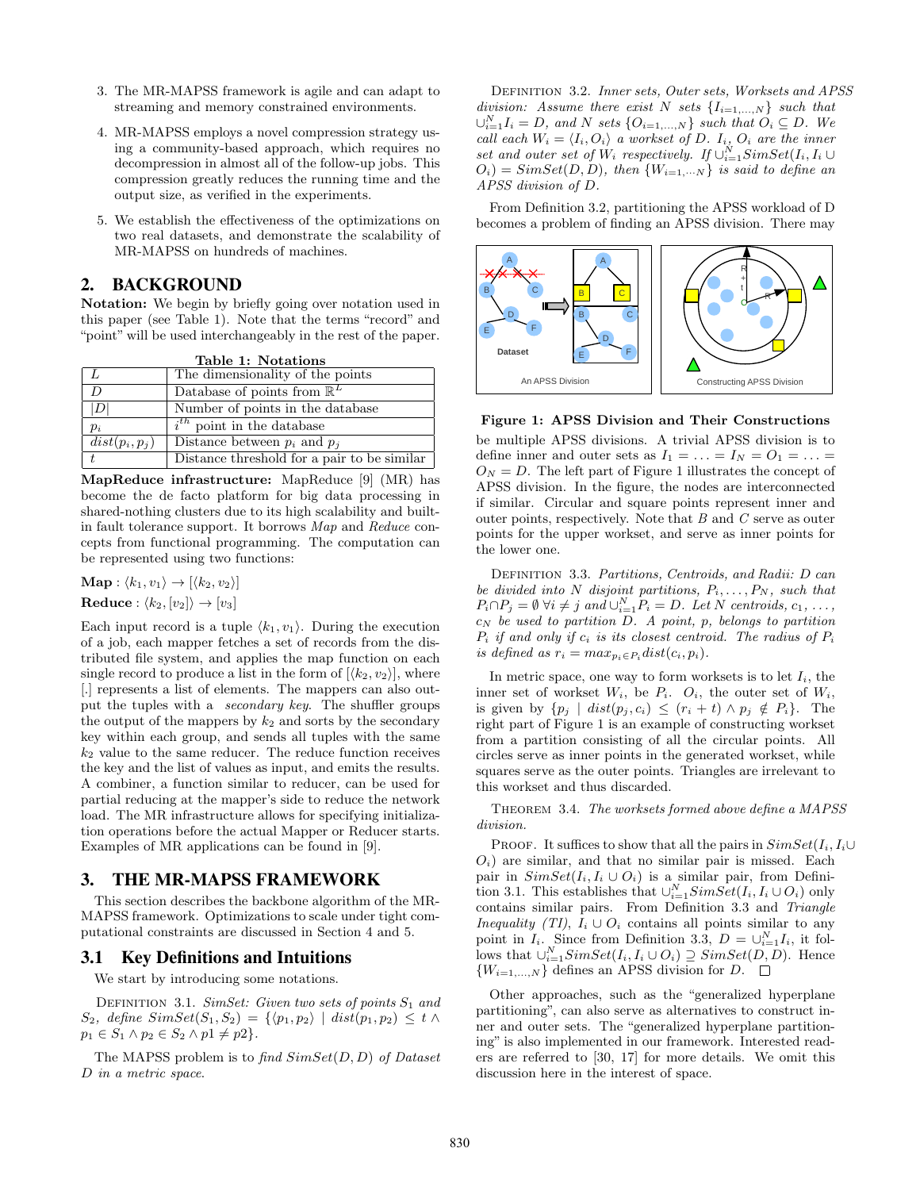3. The MR-MAPSS framework is agile and can adapt to streaming and memory constrained environments.

4. MR-MAPSS employs a novel compression strategy using a community-based approach, which requires no decompression in almost all of the follow-up jobs. This compression greatly reduces the running time and the output size, as verified in the experiments.

5. We establish the effectiveness of the optimizations on two real datasets, and demonstrate the scalability of MR-MAPSS on hundreds of machines.

## 2. BACKGROUND

**Notation:** We begin by briefly going over notation used in this paper (see Table 1). Note that the terms "record" and "point" will be used interchangeably in the rest of the paper.

**Table 1: Notations**

| | |
|---|---|
| $L$ | The dimensionality of the points |
| $D$ | Database of points from $\mathbb{R}^L$ |
| $\|D\|$ | Number of points in the database |
| $p_i$ | $i^{th}$ point in the database |
| $dist(p_i, p_j)$ | Distance between $p_i$ and $p_j$ |
| $t$ | Distance threshold for a pair to be similar |

**MapReduce infrastructure:** MapReduce [9] (MR) has become the de facto platform for big data processing in shared-nothing clusters due to its high scalability and built-in fault tolerance support. It borrows *Map* and *Reduce* concepts from functional programming. The computation can be represented using two functions:

**Map** : $\langle k_1, v_1 \rangle \rightarrow [\langle k_2, v_2 \rangle]$

**Reduce** : $\langle k_2, [v_2] \rangle \rightarrow [v_3]$

Each input record is a tuple $\langle k_1, v_1 \rangle$. During the execution of a job, each mapper fetches a set of records from the distributed file system, and applies the map function on each single record to produce a list in the form of $[\langle k_2, v_2 \rangle]$, where [.] represents a list of elements. The mappers can also output the tuples with a *secondary key*. The shuffler groups the output of the mappers by $k_2$ and sorts by the secondary key within each group, and sends all tuples with the same $k_2$ value to the same reducer. The reduce function receives the key and the list of values as input, and emits the results. A combiner, a function similar to reducer, can be used for partial reducing at the mapper's side to reduce the network load. The MR infrastructure allows for specifying initialization operations before the actual Mapper or Reducer starts. Examples of MR applications can be found in [9].

## 3. THE MR-MAPSS FRAMEWORK

This section describes the backbone algorithm of the MR-MAPSS framework. Optimizations to scale under tight computational constraints are discussed in Section 4 and 5.

### 3.1 Key Definitions and Intuitions

We start by introducing some notations.

DEFINITION 3.1. *SimSet: Given two sets of points $S_1$ and $S_2$, define $SimSet(S_1, S_2) = \{\langle p_1, p_2 \rangle \mid dist(p_1, p_2) \leq t \wedge p_1 \in S_1 \wedge p_2 \in S_2 \wedge p1 \neq p2\}$.*

The MAPSS problem is to *find $SimSet(D, D)$ of Dataset $D$ in a metric space.*

DEFINITION 3.2. *Inner sets, Outer sets, Worksets and APSS division: Assume there exist $N$ sets $\{I_{i=1,\ldots,N}\}$ such that $\cup_{i=1}^{N} I_i = D$, and $N$ sets $\{O_{i=1,\ldots,N}\}$ such that $O_i \subseteq D$. We call each $W_i = \langle I_i, O_i \rangle$ a workset of $D$. $I_i$, $O_i$ are the inner set and outer set of $W_i$ respectively. If $\cup_{i=1}^{N} SimSet(I_i, I_i \cup O_i) = SimSet(D, D)$, then $\{W_{i=1,\cdots N}\}$ is said to define an APSS division of $D$.*

From Definition 3.2, partitioning the APSS workload of D becomes a problem of finding an APSS division. There may be multiple APSS divisions. A trivial APSS division is to define inner and outer sets as $I_1 = \ldots = I_N = O_1 = \ldots = O_N = D$. The left part of Figure 1 illustrates the concept of APSS division. In the figure, the nodes are interconnected if similar. Circular and square points represent inner and outer points, respectively. Note that $B$ and $C$ serve as outer points for the upper workset, and serve as inner points for the lower one.

**Figure 1: APSS Division and Their Constructions**

DEFINITION 3.3. *Partitions, Centroids, and Radii: $D$ can be divided into $N$ disjoint partitions, $P_i, \ldots, P_N$, such that $P_i \cap P_j = \emptyset \; \forall i \neq j$ and $\cup_{i=1}^{N} P_i = D$. Let $N$ centroids, $c_1, \ldots, c_N$ be used to partition $D$. A point, $p$, belongs to partition $P_i$ if and only if $c_i$ is its closest centroid. The radius of $P_i$ is defined as $r_i = max_{p_i \in P_i} dist(c_i, p_i)$.*

In metric space, one way to form worksets is to let $I_i$, the inner set of workset $W_i$, be $P_i$. $O_i$, the outer set of $W_i$, is given by $\{p_j \mid dist(p_j, c_i) \leq (r_i + t) \wedge p_j \notin P_i\}$. The right part of Figure 1 is an example of constructing workset from a partition consisting of all the circular points. All circles serve as inner points in the generated workset, while squares serve as the outer points. Triangles are irrelevant to this workset and thus discarded.

THEOREM 3.4. *The worksets formed above define a MAPSS division.*

PROOF. It suffices to show that all the pairs in $SimSet(I_i, I_i \cup O_i)$ are similar, and that no similar pair is missed. Each pair in $SimSet(I_i, I_i \cup O_i)$ is a similar pair, from Definition 3.1. This establishes that $\cup_{i=1}^{N} SimSet(I_i, I_i \cup O_i)$ only contains similar pairs. From Definition 3.3 and *Triangle Inequality (TI)*, $I_i \cup O_i$ contains all points similar to any point in $I_i$. Since from Definition 3.3, $D = \cup_{i=1}^{N} I_i$, it follows that $\cup_{i=1}^{N} SimSet(I_i, I_i \cup O_i) \supseteq SimSet(D, D)$. Hence $\{W_{i=1,\ldots,N}\}$ defines an APSS division for $D$. □

Other approaches, such as the "generalized hyperplane partitioning", can also serve as alternatives to construct inner and outer sets. The "generalized hyperplane partitioning" is also implemented in our framework. Interested readers are referred to [30, 17] for more details. We omit this discussion here in the interest of space.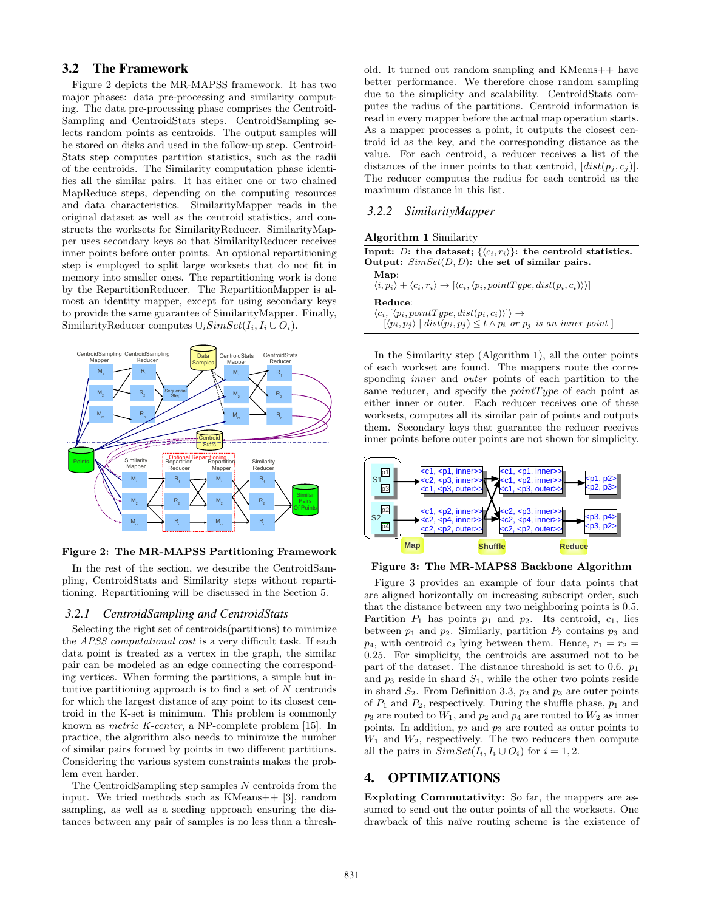### 3.2 The Framework

Figure 2 depicts the MR-MAPSS framework. It has two major phases: data pre-processing and similarity computing. The data pre-processing phase comprises the CentroidSampling and CentroidStats steps. CentroidSampling selects random points as centroids. The output samples will be stored on disks and used in the follow-up step. CentroidStats step computes partition statistics, such as the radii of the centroids. The Similarity computation phase identifies all the similar pairs. It has either one or two chained MapReduce steps, depending on the computing resources and data characteristics. SimilarityMapper reads in the original dataset as well as the centroid statistics, and constructs the worksets for SimilarityReducer. SimilarityMapper uses secondary keys so that SimilarityReducer receives inner points before outer points. An optional repartitioning step is employed to split large worksets that do not fit in memory into smaller ones. The repartitioning work is done by the RepartitionReducer. The RepartitionMapper is almost an identity mapper, except for using secondary keys to provide the same guarantee of SimilarityMapper. Finally, SimilarityReducer computes $\cup_i SimSet(I_i, I_i \cup O_i)$.

CentroidSampling Mapper
CentroidSampling Reducer
Data Samples
CentroidStats Mapper
CentroidStats Reducer
Sequential Step
Centroid Stats
Points
Similarity Mapper
Optional Repartitioning
Repartition Reducer
Repartition Mapper
Similarity Reducer
Similar Pairs Of Points

**Figure 2: The MR-MAPSS Partitioning Framework**

In the rest of the section, we describe the CentroidSampling, CentroidStats and Similarity steps without repartitioning. Repartitioning will be discussed in the Section 5.

#### 3.2.1 CentroidSampling and CentroidStats

Selecting the right set of centroids(partitions) to minimize the *APSS computational cost* is a very difficult task. If each data point is treated as a vertex in the graph, the similar pair can be modeled as an edge connecting the corresponding vertices. When forming the partitions, a simple but intuitive partitioning approach is to find a set of $N$ centroids for which the largest distance of any point to its closest centroid in the K-set is minimum. This problem is commonly known as *metric K-center*, a NP-complete problem [15]. In practice, the algorithm also needs to minimize the number of similar pairs formed by points in two different partitions. Considering the various system constraints makes the problem even harder.

The CentroidSampling step samples $N$ centroids from the input. We tried methods such as KMeans++ [3], random sampling, as well as a seeding approach ensuring the distances between any pair of samples is no less than a threshold. It turned out random sampling and KMeans++ have better performance. We therefore chose random sampling due to the simplicity and scalability. CentroidStats computes the radius of the partitions. Centroid information is read in every mapper before the actual map operation starts. As a mapper processes a point, it outputs the closest centroid id as the key, and the corresponding distance as the value. For each centroid, a reducer receives a list of the distances of the inner points to that centroid, $[dist(p_j, c_j)]$. The reducer computes the radius for each centroid as the maximum distance in this list.

#### 3.2.2 SimilarityMapper

**Algorithm 1** Similarity

**Input:** $D$: **the dataset;** $\{\langle c_i, r_i \rangle\}$: **the centroid statistics.**
**Output:** $SimSet(D, D)$: **the set of similar pairs.**

**Map**:
$\langle i, p_i \rangle + \langle c_i, r_i \rangle \rightarrow [\langle c_i, \langle p_i, pointType, dist(p_i, c_i) \rangle \rangle]$

**Reduce**:
$\langle c_i, [\langle p_i, pointType, dist(p_i, c_i) \rangle] \rangle \rightarrow$
$[\langle p_i, p_j \rangle \mid dist(p_i, p_j) \le t \wedge p_i \text{ or } p_j \text{ is an inner point}]$

In the Similarity step (Algorithm 1), all the outer points of each workset are found. The mappers route the corresponding *inner* and *outer* points of each partition to the same reducer, and specify the *pointType* of each point as either inner or outer. Each reducer receives one of these worksets, computes all its similar pair of points and outputs them. Secondary keys that guarantee the reducer receives inner points before outer points are not shown for simplicity.

S1
p1
p3
S2
p2
p4
<c1, <p1, inner>>
<c2, <p3, inner>>
<c1, <p3, outer>>
<c1, <p2, inner>>
<c2, <p4, inner>>
<c2, <p2, outer>>
<c1, <p1, inner>>
<c1, <p2, inner>>
<c1, <p3, outer>>
<c2, <p3, inner>>
<c2, <p4, inner>>
<c2, <p2, outer>>
<p1, p2>
<p2, p3>
<p3, p4>
<p3, p2>
Map
Shuffle
Reduce

**Figure 3: The MR-MAPSS Backbone Algorithm**

Figure 3 provides an example of four data points that are aligned horizontally on increasing subscript order, such that the distance between any two neighboring points is 0.5. Partition $P_1$ has points $p_1$ and $p_2$. Its centroid, $c_1$, lies between $p_1$ and $p_2$. Similarly, partition $P_2$ contains $p_3$ and $p_4$, with centroid $c_2$ lying between them. Hence, $r_1 = r_2 = 0.25$. For simplicity, the centroids are assumed not to be part of the dataset. The distance threshold is set to 0.6. $p_1$ and $p_3$ reside in shard $S_1$, while the other two points reside in shard $S_2$. From Definition 3.3, $p_2$ and $p_3$ are outer points of $P_1$ and $P_2$, respectively. During the shuffle phase, $p_1$ and $p_3$ are routed to $W_1$, and $p_2$ and $p_4$ are routed to $W_2$ as inner points. In addition, $p_2$ and $p_3$ are routed as outer points to $W_1$ and $W_2$, respectively. The two reducers then compute all the pairs in $SimSet(I_i, I_i \cup O_i)$ for $i = 1, 2$.

## 4. OPTIMIZATIONS

**Exploting Commutativity:** So far, the mappers are assumed to send out the outer points of all the worksets. One drawback of this naïve routing scheme is the existence of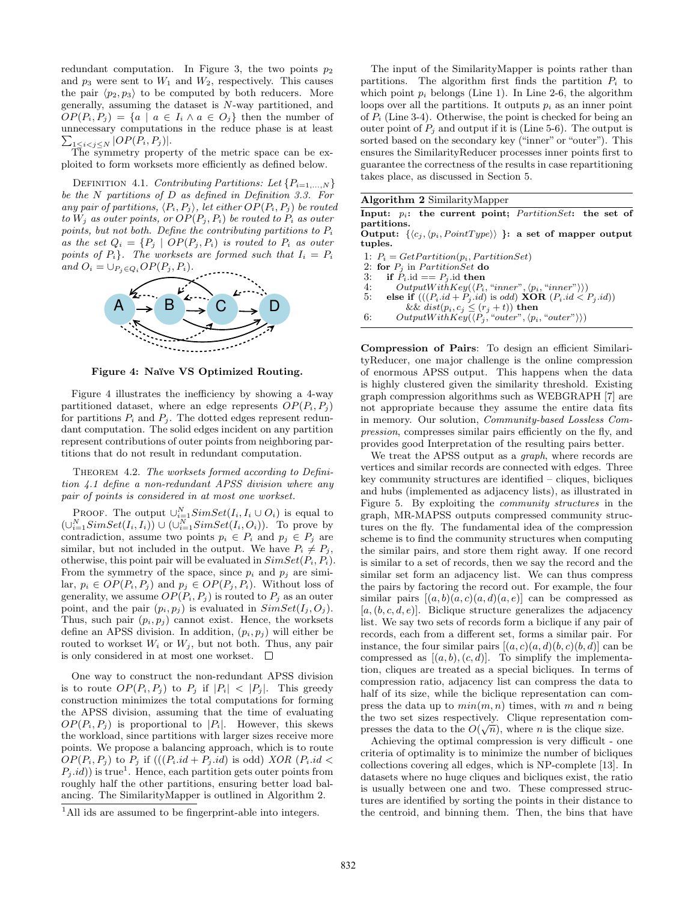redundant computation. In Figure 3, the two points $p_2$ and $p_3$ were sent to $W_1$ and $W_2$, respectively. This causes the pair $\langle p_2, p_3 \rangle$ to be computed by both reducers. More generally, assuming the dataset is $N$-way partitioned, and $OP(P_i, P_j) = \{a \mid a \in I_i \wedge a \in O_j\}$ then the number of unnecessary computations in the reduce phase is at least $\sum_{1 \le i < j \le N} |OP(P_i, P_j)|$.

The symmetry property of the metric space can be exploited to form worksets more efficiently as defined below.

DEFINITION 4.1. *Contributing Partitions: Let $\{P_{i=1,\ldots,N}\}$ be the $N$ partitions of $D$ as defined in Definition 3.3. For any pair of partitions, $\langle P_i, P_j \rangle$, let either $OP(P_i, P_j)$ be routed to $W_j$ as outer points, or $OP(P_j, P_i)$ be routed to $P_i$ as outer points, but not both. Define the contributing partitions to $P_i$ as the set $Q_i = \{P_j \mid OP(P_j, P_i)$ is routed to $P_i$ as outer points of $P_i\}$. The worksets are formed such that $I_i = P_i$ and $O_i = \cup_{P_j \in Q_i} OP(P_j, P_i)$.*

**Figure 4: Naïve VS Optimized Routing.**

Figure 4 illustrates the inefficiency by showing a 4-way partitioned dataset, where an edge represents $OP(P_i, P_j)$ for partitions $P_i$ and $P_j$. The dotted edges represent redundant computation. The solid edges incident on any partition represent contributions of outer points from neighboring partitions that do not result in redundant computation.

THEOREM 4.2. *The worksets formed according to Definition 4.1 define a non-redundant APSS division where any pair of points is considered in at most one workset.*

PROOF. The output $\cup_{i=1}^{N} SimSet(I_i, I_i \cup O_i)$ is equal to $(\cup_{i=1}^{N} SimSet(I_i, I_i)) \cup (\cup_{i=1}^{N} SimSet(I_i, O_i))$. To prove by contradiction, assume two points $p_i \in P_i$ and $p_j \in P_j$ are similar, but not included in the output. We have $P_i \neq P_j$, otherwise, this point pair will be evaluated in $SimSet(P_i, P_i)$. From the symmetry of the space, since $p_i$ and $p_j$ are similar, $p_i \in OP(P_i, P_j)$ and $p_j \in OP(P_j, P_i)$. Without loss of generality, we assume $OP(P_i, P_j)$ is routed to $P_j$ as an outer point, and the pair $(p_i, p_j)$ is evaluated in $SimSet(I_j, O_j)$. Thus, such pair $(p_i, p_j)$ cannot exist. Hence, the worksets define an APSS division. In addition, $(p_i, p_j)$ will either be routed to workset $W_i$ or $W_j$, but not both. Thus, any pair is only considered in at most one workset. □

One way to construct the non-redundant APSS division is to route $OP(P_i, P_j)$ to $P_j$ if $|P_i| < |P_j|$. This greedy construction minimizes the total computations for forming the APSS division, assuming that the time of evaluating $OP(P_i, P_j)$ is proportional to $|P_i|$. However, this skews the workload, since partitions with larger sizes receive more points. We propose a balancing approach, which is to route $OP(P_i, P_j)$ to $P_j$ if $(((P_i.id + P_j.id)$ is odd) $XOR$ $(P_i.id < P_j.id))$ is true[1]. Hence, each partition gets outer points from roughly half the other partitions, ensuring better load balancing. The SimilarityMapper is outlined in Algorithm 2.

[1]All ids are assumed to be fingerprint-able into integers.

The input of the SimilarityMapper is points rather than partitions. The algorithm first finds the partition $P_i$ to which point $p_i$ belongs (Line 1). In Line 2-6, the algorithm loops over all the partitions. It outputs $p_i$ as an inner point of $P_i$ (Line 3-4). Otherwise, the point is checked for being an outer point of $P_j$ and output if it is (Line 5-6). The output is sorted based on the secondary key ("inner" or "outer"). This ensures the SimilarityReducer processes inner points first to guarantee the correctness of the results in case repartitioning takes place, as discussed in Section 5.

**Algorithm 2** SimilarityMapper

**Input: $p_i$: the current point; $PartitionSet$: the set of partitions.**
**Output: $\{\langle c_j, \langle p_i, PointType \rangle \rangle$ }: a set of mapper output tuples.**

```
1: P_i = GetPartition(p_i, PartitionSet)
2: for P_j in PartitionSet do
3:    if P_i.id == P_j.id then
4:       OutputWithKey(⟨P_i, "inner", ⟨p_i, "inner"⟩⟩)
5:    else if (((P_i.id + P_j.id) is odd) XOR (P_i.id < P_j.id))
          && dist(p_i, c_j ≤ (r_j + t)) then
6:       OutputWithKey(⟨P_j, "outer", ⟨p_i, "outer"⟩⟩)
```

**Compression of Pairs**: To design an efficient SimilarityReducer, one major challenge is the online compression of enormous APSS output. This happens when the data is highly clustered given the similarity threshold. Existing graph compression algorithms such as WEBGRAPH [7] are not appropriate because they assume the entire data fits in memory. Our solution, *Community-based Lossless Compression*, compresses similar pairs efficiently on the fly, and provides good Interpretation of the resulting pairs better.

We treat the APSS output as a *graph*, where records are vertices and similar records are connected with edges. Three key community structures are identified – cliques, bicliques and hubs (implemented as adjacency lists), as illustrated in Figure 5. By exploiting the *community structures* in the graph, MR-MAPSS outputs compressed community structures on the fly. The fundamental idea of the compression scheme is to find the community structures when computing the similar pairs, and store them right away. If one record is similar to a set of records, then we say the record and the similar set form an adjacency list. We can thus compress the pairs by factoring the record out. For example, the four similar pairs $[(a, b)(a, c)(a, d)(a, e)]$ can be compressed as $[a, (b, c, d, e)]$. Biclique structure generalizes the adjacency list. We say two sets of records form a biclique if any pair of records, each from a different set, forms a similar pair. For instance, the four similar pairs $[(a, c)(a, d)(b, c)(b, d)]$ can be compressed as $[(a, b), (c, d)]$. To simplify the implementation, cliques are treated as a special bicliques. In terms of compression ratio, adjacency list can compress the data to half of its size, while the biclique representation can compress the data up to $min(m, n)$ times, with $m$ and $n$ being the two set sizes respectively. Clique representation compresses the data to the $O(\sqrt{n})$, where $n$ is the clique size.

Achieving the optimal compression is very difficult - one criteria of optimality is to minimize the number of bicliques collections covering all edges, which is NP-complete [13]. In datasets where no huge cliques and bicliques exist, the ratio is usually between one and two. These compressed structures are identified by sorting the points in their distance to the centroid, and binning them. Then, the bins that have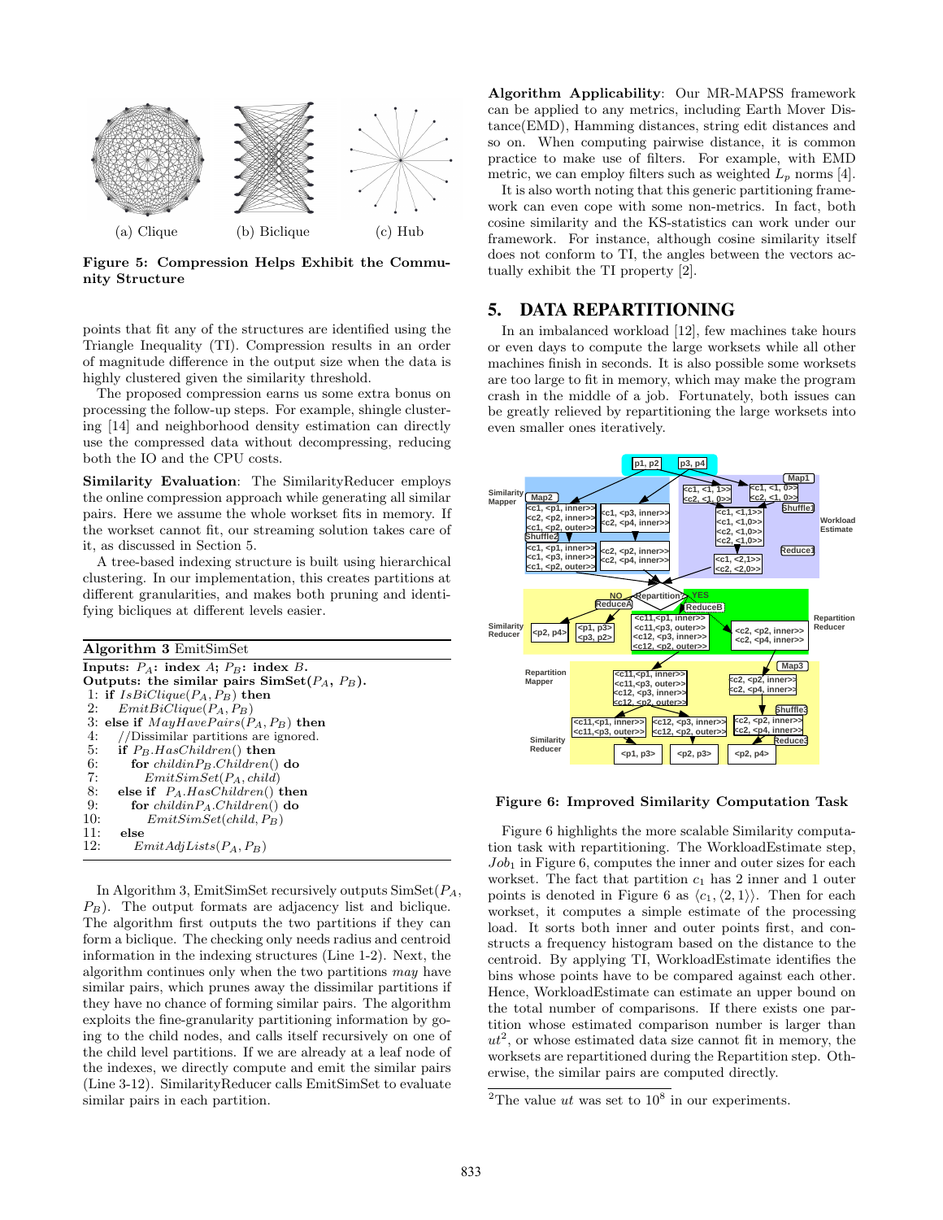(a) Clique (b) Biclique (c) Hub

**Figure 5: Compression Helps Exhibit the Community Structure**

points that fit any of the structures are identified using the Triangle Inequality (TI). Compression results in an order of magnitude difference in the output size when the data is highly clustered given the similarity threshold.

The proposed compression earns us some extra bonus on processing the follow-up steps. For example, shingle clustering [14] and neighborhood density estimation can directly use the compressed data without decompressing, reducing both the IO and the CPU costs.

**Similarity Evaluation**: The SimilarityReducer employs the online compression approach while generating all similar pairs. Here we assume the whole workset fits in memory. If the workset cannot fit, our streaming solution takes care of it, as discussed in Section 5.

A tree-based indexing structure is built using hierarchical clustering. In our implementation, this creates partitions at different granularities, and makes both pruning and identifying bicliques at different levels easier.

**Algorithm 3** EmitSimSet

```
Inputs: P_A: index A; P_B: index B.
Outputs: the similar pairs SimSet(P_A, P_B).
 1: if IsBiClique(P_A, P_B) then
 2:    EmitBiClique(P_A, P_B)
 3: else if MayHavePairs(P_A, P_B) then
 4:    //Dissimilar partitions are ignored.
 5:    if P_B.HasChildren() then
 6:       for child in P_B.Children() do
 7:          EmitSimSet(P_A, child)
 8:    else if P_A.HasChildren() then
 9:       for child in P_A.Children() do
10:          EmitSimSet(child, P_B)
11:    else
12:       EmitAdjLists(P_A, P_B)
```

In Algorithm 3, EmitSimSet recursively outputs SimSet($P_A$, $P_B$). The output formats are adjacency list and biclique. The algorithm first outputs the two partitions if they can form a biclique. The checking only needs radius and centroid information in the indexing structures (Line 1-2). Next, the algorithm continues only when the two partitions *may* have similar pairs, which prunes away the dissimilar partitions if they have no chance of forming similar pairs. The algorithm exploits the fine-granularity partitioning information by going to the child nodes, and calls itself recursively on one of the child level partitions. If we are already at a leaf node of the indexes, we directly compute and emit the similar pairs (Line 3-12). SimilarityReducer calls EmitSimSet to evaluate similar pairs in each partition.

**Algorithm Applicability**: Our MR-MAPSS framework can be applied to any metrics, including Earth Mover Distance(EMD), Hamming distances, string edit distances and so on. When computing pairwise distance, it is common practice to make use of filters. For example, with EMD metric, we can employ filters such as weighted $L_p$ norms [4].

It is also worth noting that this generic partitioning framework can even cope with some non-metrics. In fact, both cosine similarity and the KS-statistics can work under our framework. For instance, although cosine similarity itself does not conform to TI, the angles between the vectors actually exhibit the TI property [2].

## 5. DATA REPARTITIONING

In an imbalanced workload [12], few machines take hours or even days to compute the large worksets while all other machines finish in seconds. It is also possible some worksets are too large to fit in memory, which may make the program crash in the middle of a job. Fortunately, both issues can be greatly relieved by repartitioning the large worksets into even smaller ones iteratively.

**Figure 6: Improved Similarity Computation Task**

Figure 6 highlights the more scalable Similarity computation task with repartitioning. The WorkloadEstimate step, $Job_1$ in Figure 6, computes the inner and outer sizes for each workset. The fact that partition $c_1$ has 2 inner and 1 outer points is denoted in Figure 6 as $\langle c_1, \langle 2, 1\rangle\rangle$. Then for each workset, it computes a simple estimate of the processing load. It sorts both inner and outer points first, and constructs a frequency histogram based on the distance to the centroid. By applying TI, WorkloadEstimate identifies the bins whose points have to be compared against each other. Hence, WorkloadEstimate can estimate an upper bound on the total number of comparisons. If there exists one partition whose estimated comparison number is larger than $ut^2$, or whose estimated data size cannot fit in memory, the worksets are repartitioned during the Repartition step. Otherwise, the similar pairs are computed directly.

[2]The value $ut$ was set to $10^8$ in our experiments.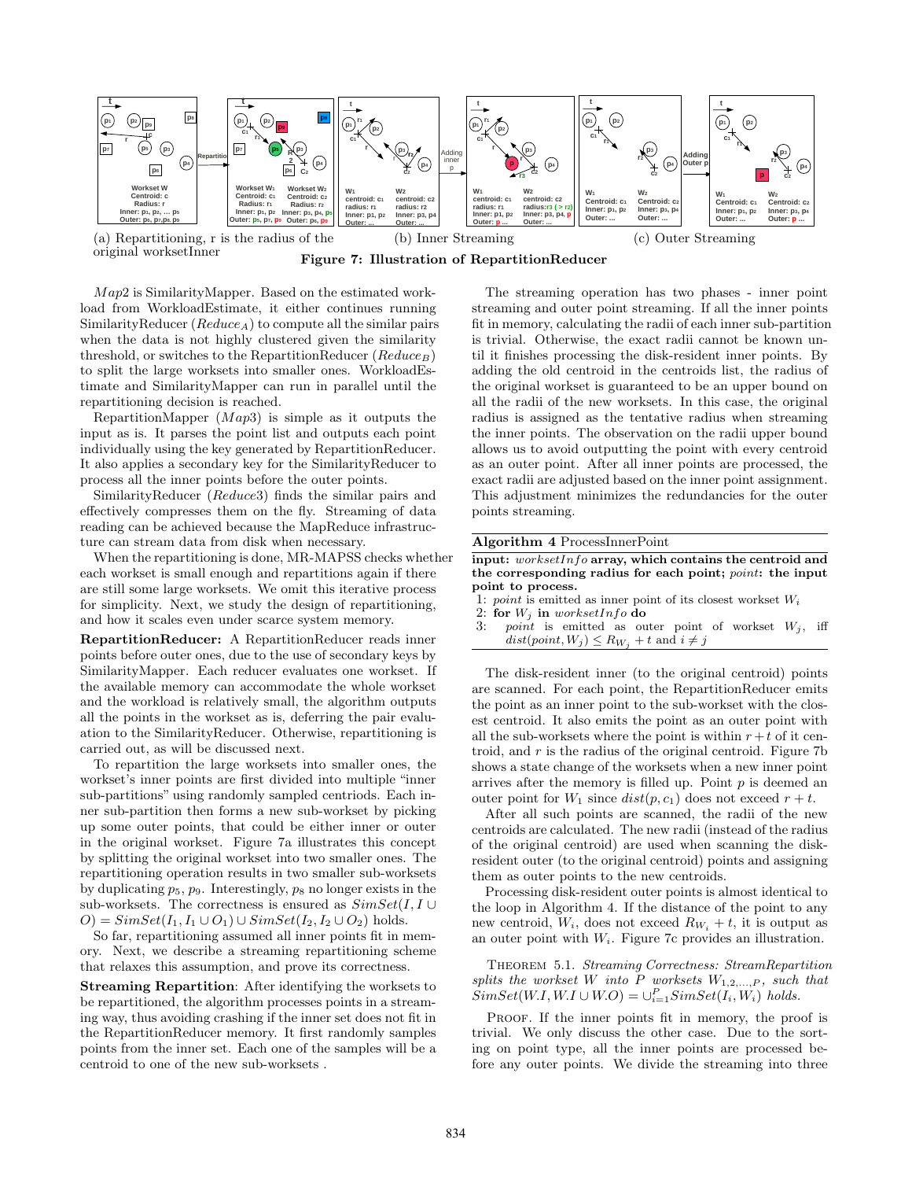(a) Repartitioning, r is the radius of the original worksetInner

(b) Inner Streaming

(c) Outer Streaming

**Figure 7: Illustration of RepartitionReducer**

*Map*2 is SimilarityMapper. Based on the estimated workload from WorkloadEstimate, it either continues running SimilarityReducer ($Reduce_A$) to compute all the similar pairs when the data is not highly clustered given the similarity threshold, or switches to the RepartitionReducer ($Reduce_B$) to split the large worksets into smaller ones. WorkloadEstimate and SimilarityMapper can run in parallel until the repartitioning decision is reached.

RepartitionMapper (*Map*3) is simple as it outputs the input as is. It parses the point list and outputs each point individually using the key generated by RepartitionReducer. It also applies a secondary key for the SimilarityReducer to process all the inner points before the outer points.

SimilarityReducer (*Reduce*3) finds the similar pairs and effectively compresses them on the fly. Streaming of data reading can be achieved because the MapReduce infrastructure can stream data from disk when necessary.

When the repartitioning is done, MR-MAPSS checks whether each workset is small enough and repartitions again if there are still some large worksets. We omit this iterative process for simplicity. Next, we study the design of repartitioning, and how it scales even under scarce system memory.

**RepartitionReducer:** A RepartitionReducer reads inner points before outer ones, due to the use of secondary keys by SimilarityMapper. Each reducer evaluates one workset. If the available memory can accommodate the whole workset and the workload is relatively small, the algorithm outputs all the points in the workset as is, deferring the pair evaluation to the SimilarityReducer. Otherwise, repartitioning is carried out, as will be discussed next.

To repartition the large worksets into smaller ones, the workset's inner points are first divided into multiple "inner sub-partitions" using randomly sampled centroids. Each inner sub-partition then forms a new sub-workset by picking up some outer points, that could be either inner or outer in the original workset. Figure 7a illustrates this concept by splitting the original workset into two smaller ones. The repartitioning operation results in two smaller sub-worksets by duplicating $p_5$, $p_9$. Interestingly, $p_8$ no longer exists in the sub-worksets. The correctness is ensured as $SimSet(I, I \cup O) = SimSet(I_1, I_1 \cup O_1) \cup SimSet(I_2, I_2 \cup O_2)$ holds.

So far, repartitioning assumed all inner points fit in memory. Next, we describe a streaming repartitioning scheme that relaxes this assumption, and prove its correctness.

**Streaming Repartition**: After identifying the worksets to be repartitioned, the algorithm processes points in a streaming way, thus avoiding crashing if the inner set does not fit in the RepartitionReducer memory. It first randomly samples points from the inner set. Each one of the samples will be a centroid to one of the new sub-worksets .

The streaming operation has two phases - inner point streaming and outer point streaming. If all the inner points fit in memory, calculating the radii of each inner sub-partition is trivial. Otherwise, the exact radii cannot be known until it finishes processing the disk-resident inner points. By adding the old centroid in the centroids list, the radius of the original workset is guaranteed to be an upper bound on all the radii of the new worksets. In this case, the original radius is assigned as the tentative radius when streaming the inner points. The observation on the radii upper bound allows us to avoid outputting the point with every centroid as an outer point. After all inner points are processed, the exact radii are adjusted based on the inner point assignment. This adjustment minimizes the redundancies for the outer points streaming.

---

**Algorithm 4** ProcessInnerPoint

---

**input:** *worksetInfo* **array, which contains the centroid and the corresponding radius for each point;** *point***: the input point to process.**

1: *point* is emitted as inner point of its closest workset $W_i$
2: **for** $W_j$ **in** *worksetInfo* **do**
3: *point* is emitted as outer point of workset $W_j$, iff $dist(point, W_j) \le R_{W_j} + t$ and $i \neq j$

---

The disk-resident inner (to the original centroid) points are scanned. For each point, the RepartitionReducer emits the point as an inner point to the sub-workset with the closest centroid. It also emits the point as an outer point with all the sub-worksets where the point is within $r+t$ of it centroid, and $r$ is the radius of the original centroid. Figure 7b shows a state change of the worksets when a new inner point arrives after the memory is filled up. Point $p$ is deemed an outer point for $W_1$ since $dist(p, c_1)$ does not exceed $r+t$.

After all such points are scanned, the radii of the new centroids are calculated. The new radii (instead of the radius of the original centroid) are used when scanning the disk-resident outer (to the original centroid) points and assigning them as outer points to the new centroids.

Processing disk-resident outer points is almost identical to the loop in Algorithm 4. If the distance of the point to any new centroid, $W_i$, does not exceed $R_{W_i} + t$, it is output as an outer point with $W_i$. Figure 7c provides an illustration.

THEOREM 5.1. *Streaming Correctness: StreamRepartition splits the workset W into P worksets $W_{1,2,...,P}$, such that $SimSet(W.I, W.I \cup W.O) = \cup_{i=1}^{P} SimSet(I_i, W_i)$ holds.*

PROOF. If the inner points fit in memory, the proof is trivial. We only discuss the other case. Due to the sorting on point type, all the inner points are processed before any outer points. We divide the streaming into three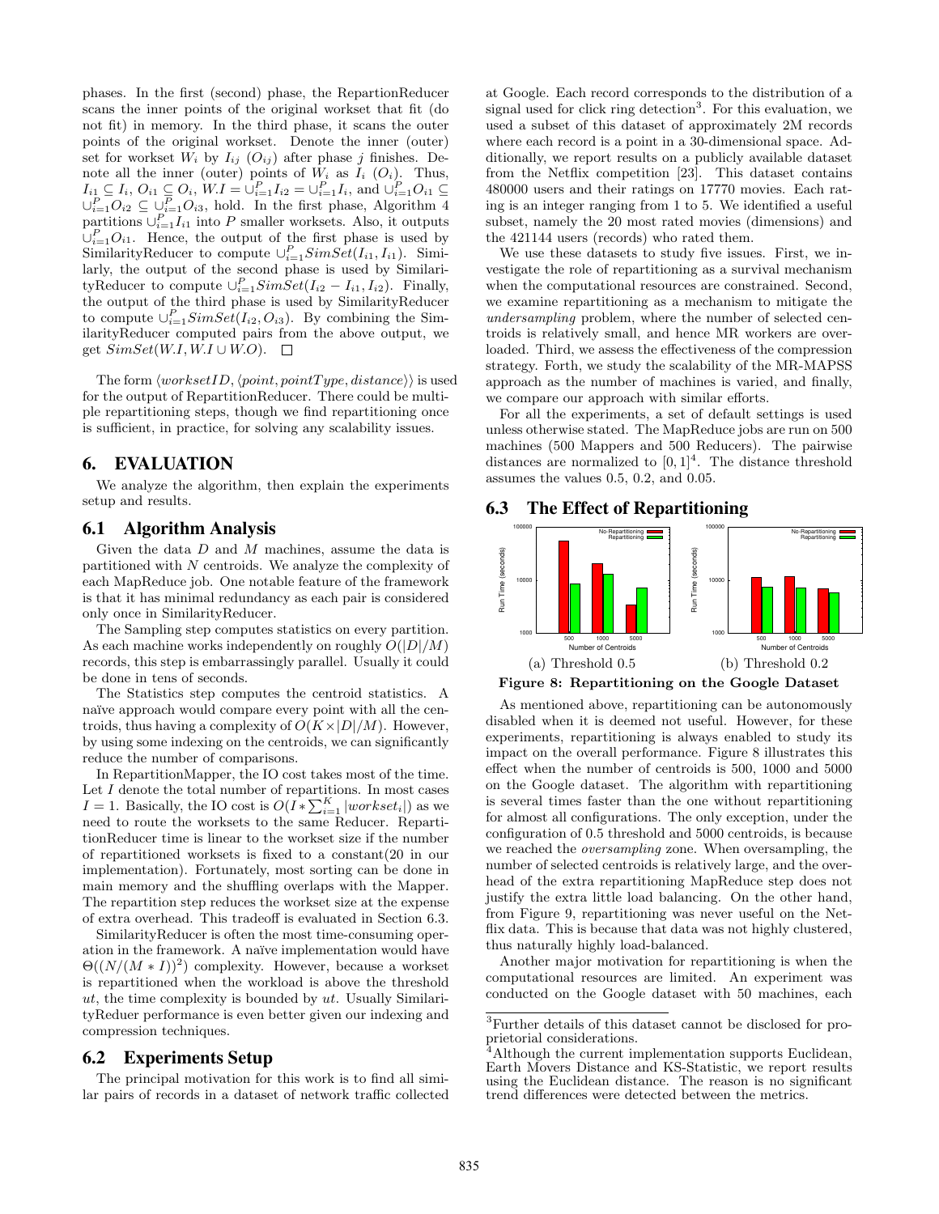phases. In the first (second) phase, the RepartionReducer scans the inner points of the original workset that fit (do not fit) in memory. In the third phase, it scans the outer points of the original workset. Denote the inner (outer) set for workset $W_i$ by $I_{ij}$ ($O_{ij}$) after phase $j$ finishes. Denote all the inner (outer) points of $W_i$ as $I_i$ ($O_i$). Thus, $I_{i1} \subseteq I_i$, $O_{i1} \subseteq O_i$, $W.I = \cup_{i=1}^{P} I_{i2} = \cup_{i=1}^{P} I_i$, and $\cup_{i=1}^{P} O_{i1} \subseteq \cup_{i=1}^{P} O_{i2} \subseteq \cup_{i=1}^{P} O_{i3}$, hold. In the first phase, Algorithm 4 partitions $\cup_{i=1}^{P} I_{i1}$ into $P$ smaller worksets. Also, it outputs $\cup_{i=1}^{P} O_{i1}$. Hence, the output of the first phase is used by SimilarityReducer to compute $\cup_{i=1}^{P} SimSet(I_{i1}, I_{i1})$. Similarly, the output of the second phase is used by SimilarityReducer to compute $\cup_{i=1}^{P} SimSet(I_{i2} - I_{i1}, I_{i2})$. Finally, the output of the third phase is used by SimilarityReducer to compute $\cup_{i=1}^{P} SimSet(I_{i2}, O_{i3})$. By combining the SimilarityReducer computed pairs from the above output, we get $SimSet(W.I, W.I \cup W.O)$. □

The form $\langle worksetID, \langle point, pointType, distance \rangle \rangle$ is used for the output of RepartitionReducer. There could be multiple repartitioning steps, though we find repartitioning once is sufficient, in practice, for solving any scalability issues.

## 6. EVALUATION

We analyze the algorithm, then explain the experiments setup and results.

### 6.1 Algorithm Analysis

Given the data $D$ and $M$ machines, assume the data is partitioned with $N$ centroids. We analyze the complexity of each MapReduce job. One notable feature of the framework is that it has minimal redundancy as each pair is considered only once in SimilarityReducer.

The Sampling step computes statistics on every partition. As each machine works independently on roughly $O(|D|/M)$ records, this step is embarrassingly parallel. Usually it could be done in tens of seconds.

The Statistics step computes the centroid statistics. A naïve approach would compare every point with all the centroids, thus having a complexity of $O(K \times |D|/M)$. However, by using some indexing on the centroids, we can significantly reduce the number of comparisons.

In RepartitionMapper, the IO cost takes most of the time. Let $I$ denote the total number of repartitions. In most cases $I = 1$. Basically, the IO cost is $O(I * \sum_{i=1}^{K} |workset_i|)$ as we need to route the worksets to the same Reducer. RepartitionReducer time is linear to the workset size if the number of repartitioned worksets is fixed to a constant(20 in our implementation). Fortunately, most sorting can be done in main memory and the shuffling overlaps with the Mapper. The repartition step reduces the workset size at the expense of extra overhead. This tradeoff is evaluated in Section 6.3.

SimilarityReducer is often the most time-consuming operation in the framework. A naïve implementation would have $\Theta((N/(M * I))^2)$ complexity. However, because a workset is repartitioned when the workload is above the threshold $ut$, the time complexity is bounded by $ut$. Usually SimilarityReduer performance is even better given our indexing and compression techniques.

### 6.2 Experiments Setup

The principal motivation for this work is to find all similar pairs of records in a dataset of network traffic collected at Google. Each record corresponds to the distribution of a signal used for click ring detection[3]. For this evaluation, we used a subset of this dataset of approximately 2M records where each record is a point in a 30-dimensional space. Additionally, we report results on a publicly available dataset from the Netflix competition [23]. This dataset contains 480000 users and their ratings on 17770 movies. Each rating is an integer ranging from 1 to 5. We identified a useful subset, namely the 20 most rated movies (dimensions) and the 421144 users (records) who rated them.

We use these datasets to study five issues. First, we investigate the role of repartitioning as a survival mechanism when the computational resources are constrained. Second, we examine repartitioning as a mechanism to mitigate the *undersampling* problem, where the number of selected centroids is relatively small, and hence MR workers are overloaded. Third, we assess the effectiveness of the compression strategy. Forth, we study the scalability of the MR-MAPSS approach as the number of machines is varied, and finally, we compare our approach with similar efforts.

For all the experiments, a set of default settings is used unless otherwise stated. The MapReduce jobs are run on 500 machines (500 Mappers and 500 Reducers). The pairwise distances are normalized to $[0, 1]$[4]. The distance threshold assumes the values 0.5, 0.2, and 0.05.

### 6.3 The Effect of Repartitioning

(a) Threshold 0.5 (b) Threshold 0.2

**Figure 8: Repartitioning on the Google Dataset**

As mentioned above, repartitioning can be autonomously disabled when it is deemed not useful. However, for these experiments, repartitioning is always enabled to study its impact on the overall performance. Figure 8 illustrates this effect when the number of centroids is 500, 1000 and 5000 on the Google dataset. The algorithm with repartitioning is several times faster than the one without repartitioning for almost all configurations. The only exception, under the configuration of 0.5 threshold and 5000 centroids, is because we reached the *oversampling* zone. When oversampling, the number of selected centroids is relatively large, and the overhead of the extra repartitioning MapReduce step does not justify the extra little load balancing. On the other hand, from Figure 9, repartitioning was never useful on the Netflix data. This is because that data was not highly clustered, thus naturally highly load-balanced.

Another major motivation for repartitioning is when the computational resources are limited. An experiment was conducted on the Google dataset with 50 machines, each

[3]Further details of this dataset cannot be disclosed for proprietorial considerations.

[4]Although the current implementation supports Euclidean, Earth Movers Distance and KS-Statistic, we report results using the Euclidean distance. The reason is no significant trend differences were detected between the metrics.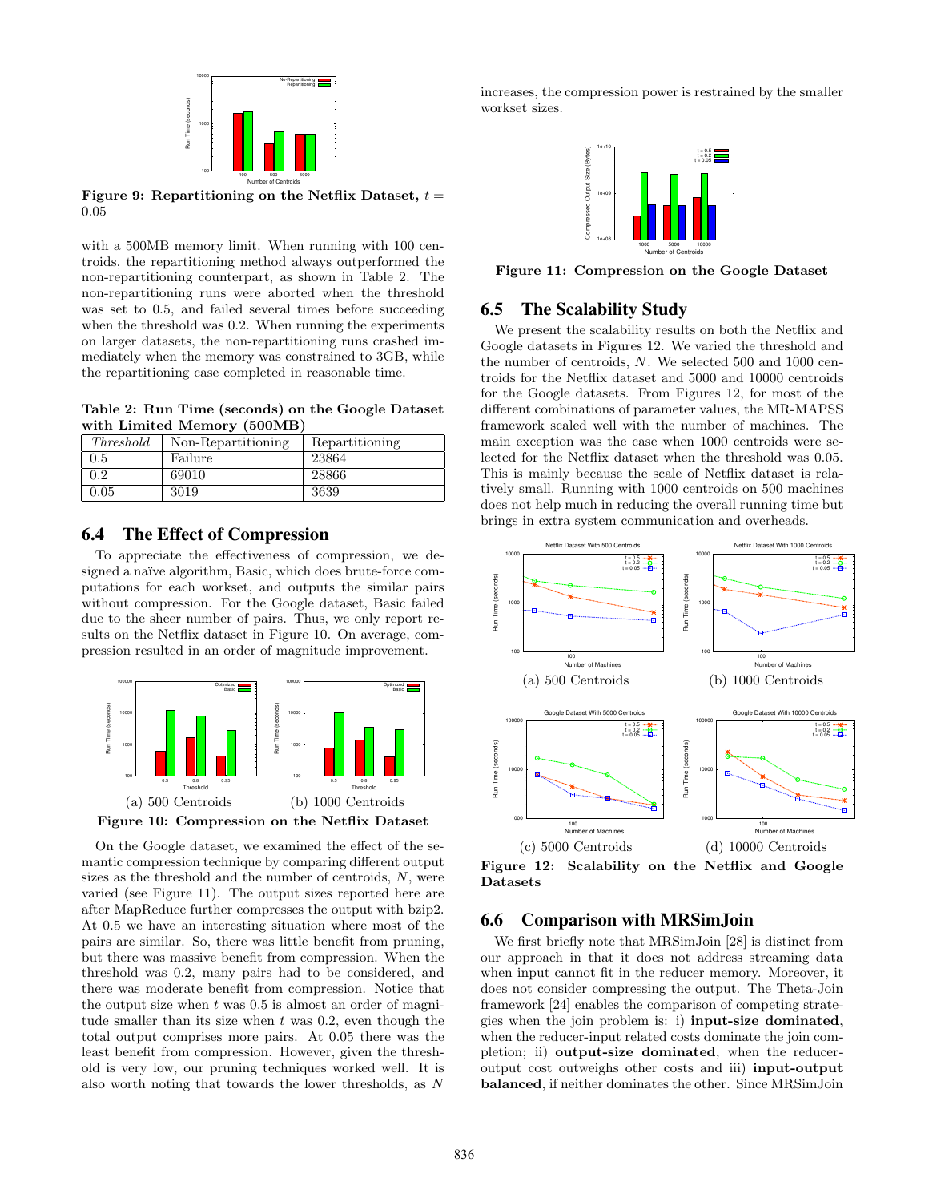Figure 9: Repartitioning on the Netflix Dataset, $t = 0.05$

with a 500MB memory limit. When running with 100 centroids, the repartitioning method always outperformed the non-repartitioning counterpart, as shown in Table 2. The non-repartitioning runs were aborted when the threshold was set to 0.5, and failed several times before succeeding when the threshold was 0.2. When running the experiments on larger datasets, the non-repartitioning runs crashed immediately when the memory was constrained to 3GB, while the repartitioning case completed in reasonable time.

**Table 2: Run Time (seconds) on the Google Dataset with Limited Memory (500MB)**

| *Threshold* | Non-Repartitioning | Repartitioning |
|---|---|---|
| 0.5 | Failure | 23864 |
| 0.2 | 69010 | 28866 |
| 0.05 | 3019 | 3639 |

## 6.4 The Effect of Compression

To appreciate the effectiveness of compression, we designed a naïve algorithm, Basic, which does brute-force computations for each workset, and outputs the similar pairs without compression. For the Google dataset, Basic failed due to the sheer number of pairs. Thus, we only report results on the Netflix dataset in Figure 10. On average, compression resulted in an order of magnitude improvement.

(a) 500 Centroids (b) 1000 Centroids

**Figure 10: Compression on the Netflix Dataset**

On the Google dataset, we examined the effect of the semantic compression technique by comparing different output sizes as the threshold and the number of centroids, $N$, were varied (see Figure 11). The output sizes reported here are after MapReduce further compresses the output with bzip2. At 0.5 we have an interesting situation where most of the pairs are similar. So, there was little benefit from pruning, but there was massive benefit from compression. When the threshold was 0.2, many pairs had to be considered, and there was moderate benefit from compression. Notice that the output size when $t$ was 0.5 is almost an order of magnitude smaller than its size when $t$ was 0.2, even though the total output comprises more pairs. At 0.05 there was the least benefit from compression. However, given the threshold is very low, our pruning techniques worked well. It is also worth noting that towards the lower thresholds, as $N$ increases, the compression power is restrained by the smaller workset sizes.

**Figure 11: Compression on the Google Dataset**

## 6.5 The Scalability Study

We present the scalability results on both the Netflix and Google datasets in Figures 12. We varied the threshold and the number of centroids, $N$. We selected 500 and 1000 centroids for the Netflix dataset and 5000 and 10000 centroids for the Google datasets. From Figures 12, for most of the different combinations of parameter values, the MR-MAPSS framework scaled well with the number of machines. The main exception was the case when 1000 centroids were selected for the Netflix dataset when the threshold was 0.05. This is mainly because the scale of Netflix dataset is relatively small. Running with 1000 centroids on 500 machines does not help much in reducing the overall running time but brings in extra system communication and overheads.

(a) 500 Centroids (b) 1000 Centroids

(c) 5000 Centroids (d) 10000 Centroids

**Figure 12: Scalability on the Netflix and Google Datasets**

## 6.6 Comparison with MRSimJoin

We first briefly note that MRSimJoin [28] is distinct from our approach in that it does not address streaming data when input cannot fit in the reducer memory. Moreover, it does not consider compressing the output. The Theta-Join framework [24] enables the comparison of competing strategies when the join problem is: i) **input-size dominated**, when the reducer-input related costs dominate the join completion; ii) **output-size dominated**, when the reducer-output cost outweighs other costs and iii) **input-output balanced**, if neither dominates the other. Since MRSimJoin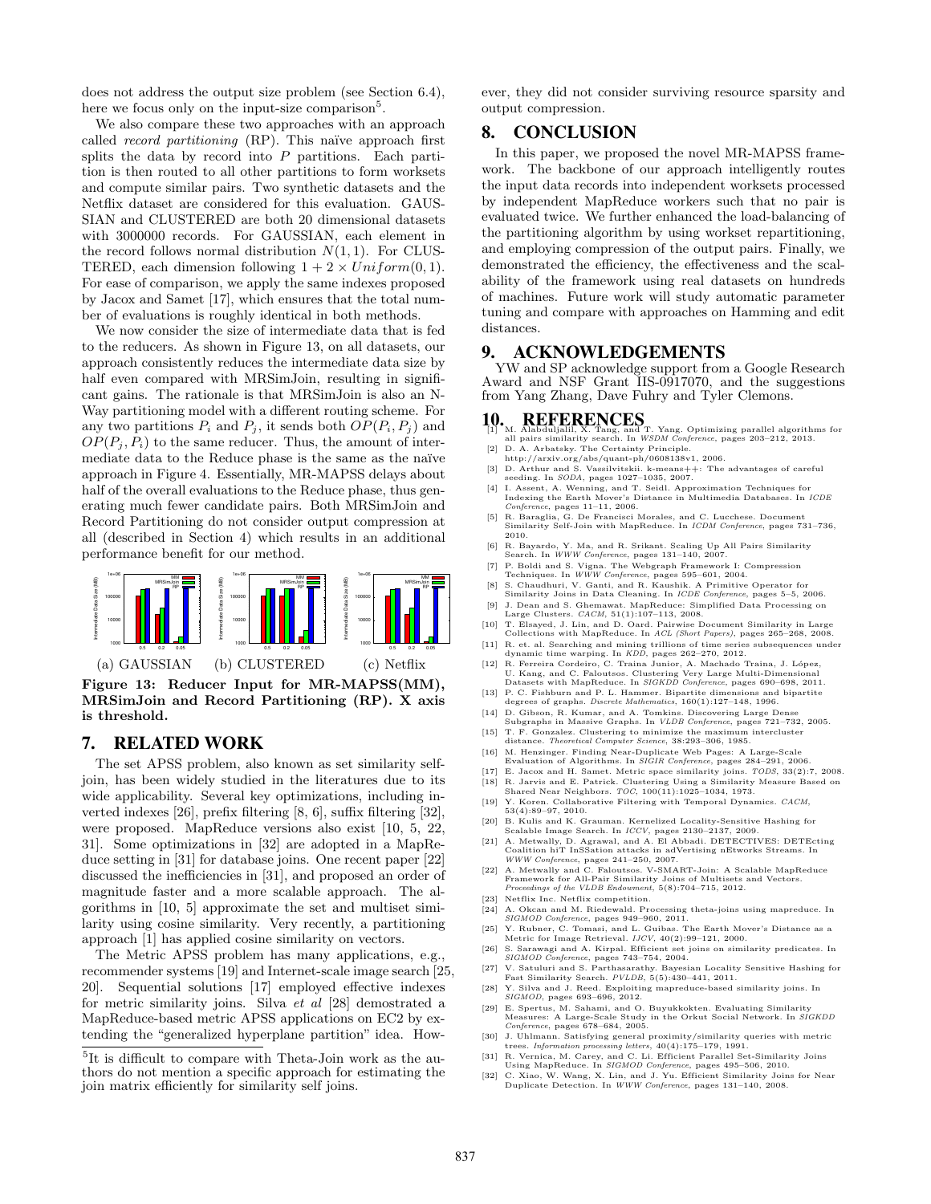does not address the output size problem (see Section 6.4), here we focus only on the input-size comparison[5].

We also compare these two approaches with an approach called *record partitioning* (RP). This naïve approach first splits the data by record into $P$ partitions. Each partition is then routed to all other partitions to form worksets and compute similar pairs. Two synthetic datasets and the Netflix dataset are considered for this evaluation. GAUSSIAN and CLUSTERED are both 20 dimensional datasets with 3000000 records. For GAUSSIAN, each element in the record follows normal distribution $N(1, 1)$. For CLUSTERED, each dimension following $1 + 2 \times Uniform(0, 1)$. For ease of comparison, we apply the same indexes proposed by Jacox and Samet [17], which ensures that the total number of evaluations is roughly identical in both methods.

We now consider the size of intermediate data that is fed to the reducers. As shown in Figure 13, on all datasets, our approach consistently reduces the intermediate data size by half even compared with MRSimJoin, resulting in significant gains. The rationale is that MRSimJoin is also an N-Way partitioning model with a different routing scheme. For any two partitions $P_i$ and $P_j$, it sends both $OP(P_i, P_j)$ and $OP(P_j, P_i)$ to the same reducer. Thus, the amount of intermediate data to the Reduce phase is the same as the naïve approach in Figure 4. Essentially, MR-MAPSS delays about half of the overall evaluations to the Reduce phase, thus generating much fewer candidate pairs. Both MRSimJoin and Record Partitioning do not consider output compression at all (described in Section 4) which results in an additional performance benefit for our method.

Intermediate Data Size (MB)
1e+06
100000
10000
1000
0.5 0.2 0.05
MM
MRSimJoin
RP

(a) GAUSSIAN (b) CLUSTERED (c) Netflix

**Figure 13: Reducer Input for MR-MAPSS(MM), MRSimJoin and Record Partitioning (RP). X axis is threshold.**

## 7. RELATED WORK

The set APSS problem, also known as set similarity self-join, has been widely studied in the literatures due to its wide applicability. Several key optimizations, including inverted indexes [26], prefix filtering [8, 6], suffix filtering [32], were proposed. MapReduce versions also exist [10, 5, 22, 31]. Some optimizations in [32] are adopted in a MapReduce setting in [31] for database joins. One recent paper [22] discussed the inefficiencies in [31], and proposed an order of magnitude faster and a more scalable approach. The algorithms in [10, 5] approximate the set and multiset similarity using cosine similarity. Very recently, a partitioning approach [1] has applied cosine similarity on vectors.

The Metric APSS problem has many applications, e.g., recommender systems [19] and Internet-scale image search [25, 20]. Sequential solutions [17] employed effective indexes for metric similarity joins. Silva *et al* [28] demostrated a MapReduce-based metric APSS applications on EC2 by extending the "generalized hyperplane partition" idea. However, they did not consider surviving resource sparsity and output compression.

[5]It is difficult to compare with Theta-Join work as the authors do not mention a specific approach for estimating the join matrix efficiently for similarity self joins.

## 8. CONCLUSION

In this paper, we proposed the novel MR-MAPSS framework. The backbone of our approach intelligently routes the input data records into independent worksets processed by independent MapReduce workers such that no pair is evaluated twice. We further enhanced the load-balancing of the partitioning algorithm by using workset repartitioning, and employing compression of the output pairs. Finally, we demonstrated the efficiency, the effectiveness and the scalability of the framework using real datasets on hundreds of machines. Future work will study automatic parameter tuning and compare with approaches on Hamming and edit distances.

## 9. ACKNOWLEDGEMENTS

YW and SP acknowledge support from a Google Research Award and NSF Grant IIS-0917070, and the suggestions from Yang Zhang, Dave Fuhry and Tyler Clemons.

## 10. REFERENCES

[1] M. Alabduljalil, X. Tang, and T. Yang. Optimizing parallel algorithms for all pairs similarity search. In *WSDM Conference*, pages 203–212, 2013.

[2] D. A. Arbatsky. The Certainty Principle. http://arxiv.org/abs/quant-ph/0608138v1, 2006.

[3] D. Arthur and S. Vassilvitskii. k-means++: The advantages of careful seeding. In *SODA*, pages 1027–1035, 2007.

[4] I. Assent, A. Wenning, and T. Seidl. Approximation Techniques for Indexing the Earth Mover's Distance in Multimedia Databases. In *ICDE Conference*, pages 11–11, 2006.

[5] R. Baraglia, G. De Francisci Morales, and C. Lucchese. Document Similarity Self-Join with MapReduce. In *ICDM Conference*, pages 731–736, 2010.

[6] R. Bayardo, Y. Ma, and R. Srikant. Scaling Up All Pairs Similarity Search. In *WWW Conference*, pages 131–140, 2007.

[7] P. Boldi and S. Vigna. The Webgraph Framework I: Compression Techniques. In *WWW Conference*, pages 595–601, 2004.

[8] S. Chaudhuri, V. Ganti, and R. Kaushik. A Primitive Operator for Similarity Joins in Data Cleaning. In *ICDE Conference*, pages 5–5, 2006.

[9] J. Dean and S. Ghemawat. MapReduce: Simplified Data Processing on Large Clusters. *CACM*, 51(1):107–113, 2008.

[10] T. Elsayed, J. Lin, and D. Oard. Pairwise Document Similarity in Large Collections with MapReduce. In *ACL (Short Papers)*, pages 265–268, 2008.

[11] R. et. al. Searching and mining trillions of time series subsequences under dynamic time warping. In *KDD*, pages 262–270, 2012.

[12] R. Ferreira Cordeiro, C. Traina Junior, A. Machado Traina, J. López, U. Kang, and C. Faloutsos. Clustering Very Large Multi-Dimensional Datasets with MapReduce. In *SIGKDD Conference*, pages 690–698, 2011.

[13] P. C. Fishburn and P. L. Hammer. Bipartite dimensions and bipartite degrees of graphs. *Discrete Mathematics*, 160(1):127–148, 1996.

[14] D. Gibson, R. Kumar, and A. Tomkins. Discovering Large Dense Subgraphs in Massive Graphs. In *VLDB Conference*, pages 721–732, 2005.

[15] T. F. Gonzalez. Clustering to minimize the maximum intercluster distance. *Theoretical Computer Science*, 38:293–306, 1985.

[16] M. Henzinger. Finding Near-Duplicate Web Pages: A Large-Scale Evaluation of Algorithms. In *SIGIR Conference*, pages 284–291, 2006.

[17] E. Jacox and H. Samet. Metric space similarity joins. *TODS*, 33(2):7, 2008.

[18] R. Jarvis and E. Patrick. Clustering Using a Similarity Measure Based on Shared Near Neighbors. *TOC*, 100(11):1025–1034, 1973.

[19] Y. Koren. Collaborative Filtering with Temporal Dynamics. *CACM*, 53(4):89–97, 2010.

[20] B. Kulis and K. Grauman. Kernelized Locality-Sensitive Hashing for Scalable Image Search. In *ICCV*, pages 2130–2137, 2009.

[21] A. Metwally, D. Agrawal, and A. El Abbadi. DETECTIVES: DETEcting Coalition hiT InSSation attacks in adVertising nEtworks Streams. In *WWW Conference*, pages 241–250, 2007.

[22] A. Metwally and C. Faloutsos. V-SMART-Join: A Scalable MapReduce Framework for All-Pair Similarity Joins of Multisets and Vectors. *Proceedings of the VLDB Endowment*, 5(8):704–715, 2012.

[23] Netflix Inc. Netflix competition.

[24] A. Okcan and M. Riedewald. Processing theta-joins using mapreduce. In *SIGMOD Conference*, pages 949–960, 2011.

[25] Y. Rubner, C. Tomasi, and L. Guibas. The Earth Mover's Distance as a Metric for Image Retrieval. *IJCV*, 40(2):99–121, 2000.

[26] S. Sarawagi and A. Kirpal. Efficient set joins on similarity predicates. In *SIGMOD Conference*, pages 743–754, 2004.

[27] V. Satuluri and S. Parthasarathy. Bayesian Locality Sensitive Hashing for Fast Similarity Search. *PVLDB*, 5(5):430–441, 2011.

[28] Y. Silva and J. Reed. Exploiting mapreduce-based similarity joins. In *SIGMOD*, pages 693–696, 2012.

[29] E. Spertus, M. Sahami, and O. Buyukkokten. Evaluating Similarity Measures: A Large-Scale Study in the Orkut Social Network. In *SIGKDD Conference*, pages 678–684, 2005.

[30] J. Uhlmann. Satisfying general proximity/similarity queries with metric trees. *Information processing letters*, 40(4):175–179, 1991.

[31] R. Vernica, M. Carey, and C. Li. Efficient Parallel Set-Similarity Joins Using MapReduce. In *SIGMOD Conference*, pages 495–506, 2010.

[32] C. Xiao, W. Wang, X. Lin, and J. Yu. Efficient Similarity Joins for Near Duplicate Detection. In *WWW Conference*, pages 131–140, 2008.